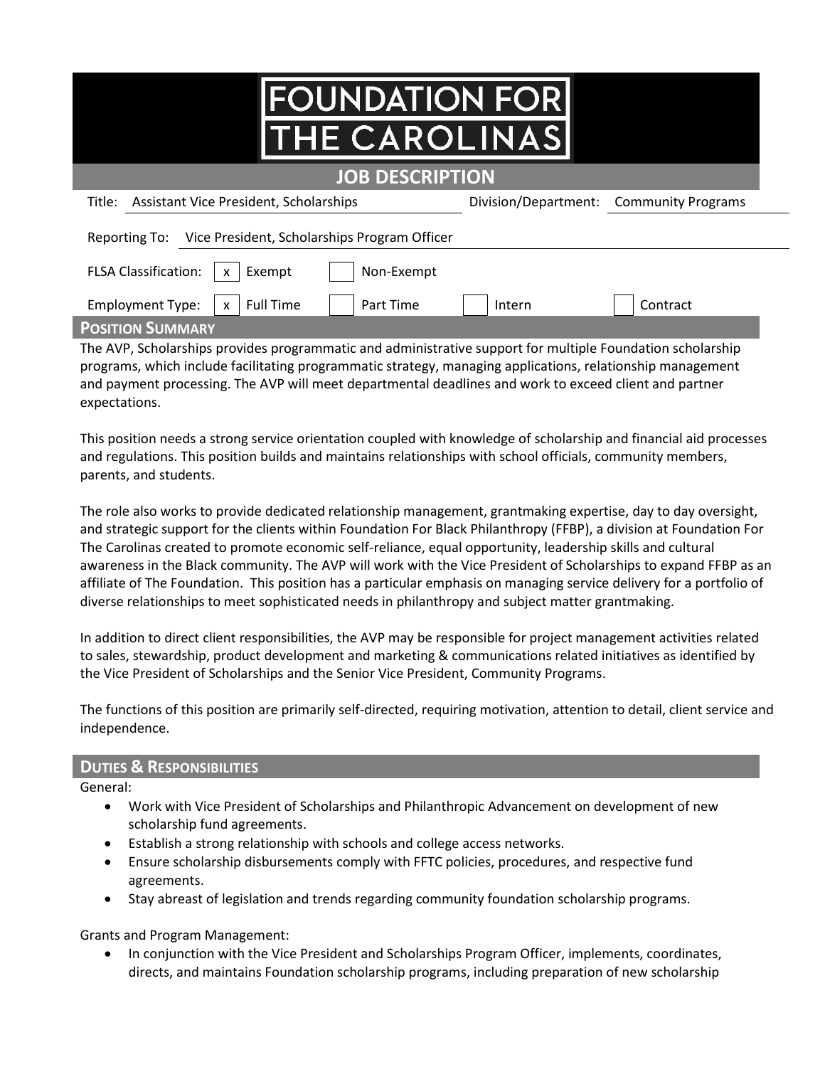# FOUNDATION FOR THE CAROLINAS

## JOB DESCRIPTION

Title: Assistant Vice President, Scholarships | Division/Department: Community Programs

Reporting To: Vice President, Scholarships Program Officer

FLSA Classification: [x] Exempt [ ] Non-Exempt

Employment Type: [x] Full Time [ ] Part Time [ ] Intern [ ] Contract

## POSITION SUMMARY

The AVP, Scholarships provides programmatic and administrative support for multiple Foundation scholarship programs, which include facilitating programmatic strategy, managing applications, relationship management and payment processing. The AVP will meet departmental deadlines and work to exceed client and partner expectations.

This position needs a strong service orientation coupled with knowledge of scholarship and financial aid processes and regulations. This position builds and maintains relationships with school officials, community members, parents, and students.

The role also works to provide dedicated relationship management, grantmaking expertise, day to day oversight, and strategic support for the clients within Foundation For Black Philanthropy (FFBP), a division at Foundation For The Carolinas created to promote economic self-reliance, equal opportunity, leadership skills and cultural awareness in the Black community. The AVP will work with the Vice President of Scholarships to expand FFBP as an affiliate of The Foundation. This position has a particular emphasis on managing service delivery for a portfolio of diverse relationships to meet sophisticated needs in philanthropy and subject matter grantmaking.

In addition to direct client responsibilities, the AVP may be responsible for project management activities related to sales, stewardship, product development and marketing & communications related initiatives as identified by the Vice President of Scholarships and the Senior Vice President, Community Programs.

The functions of this position are primarily self-directed, requiring motivation, attention to detail, client service and independence.

## DUTIES & RESPONSIBILITIES

General:

- Work with Vice President of Scholarships and Philanthropic Advancement on development of new scholarship fund agreements.
- Establish a strong relationship with schools and college access networks.
- Ensure scholarship disbursements comply with FFTC policies, procedures, and respective fund agreements.
- Stay abreast of legislation and trends regarding community foundation scholarship programs.

Grants and Program Management:

- In conjunction with the Vice President and Scholarships Program Officer, implements, coordinates, directs, and maintains Foundation scholarship programs, including preparation of new scholarship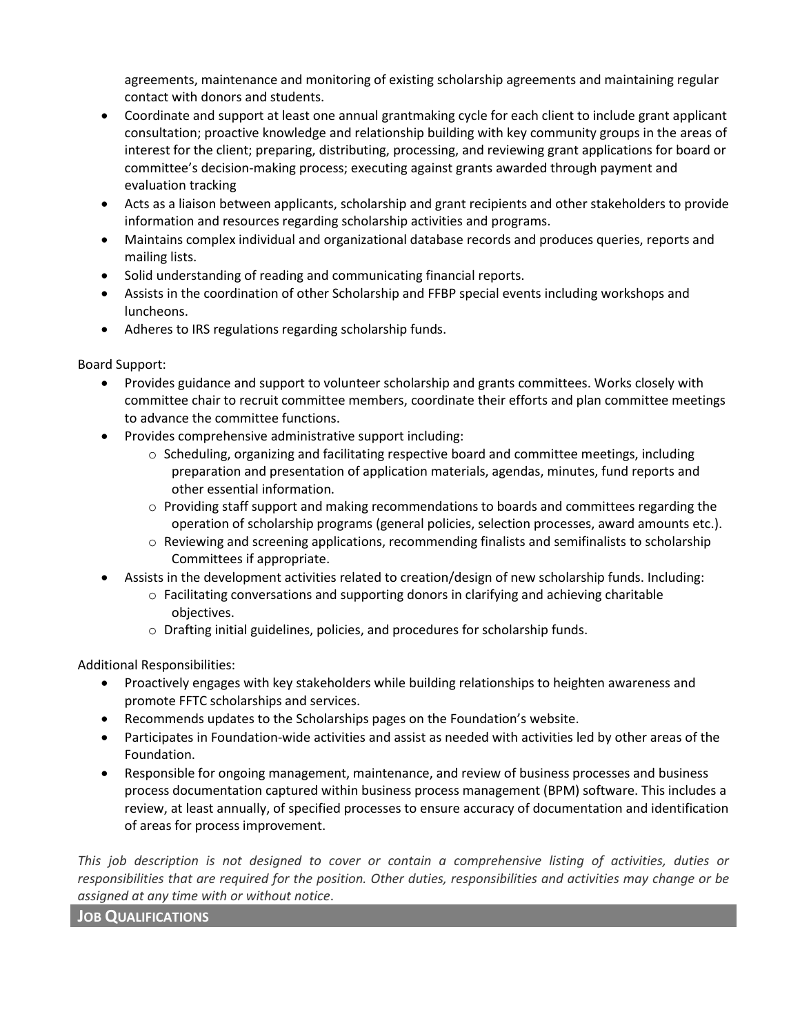agreements, maintenance and monitoring of existing scholarship agreements and maintaining regular contact with donors and students.

- Coordinate and support at least one annual grantmaking cycle for each client to include grant applicant consultation; proactive knowledge and relationship building with key community groups in the areas of interest for the client; preparing, distributing, processing, and reviewing grant applications for board or committee's decision-making process; executing against grants awarded through payment and evaluation tracking
- Acts as a liaison between applicants, scholarship and grant recipients and other stakeholders to provide information and resources regarding scholarship activities and programs.
- Maintains complex individual and organizational database records and produces queries, reports and mailing lists.
- Solid understanding of reading and communicating financial reports.
- Assists in the coordination of other Scholarship and FFBP special events including workshops and luncheons.
- Adheres to IRS regulations regarding scholarship funds.

Board Support:

- Provides guidance and support to volunteer scholarship and grants committees. Works closely with committee chair to recruit committee members, coordinate their efforts and plan committee meetings to advance the committee functions.
- Provides comprehensive administrative support including:
  - Scheduling, organizing and facilitating respective board and committee meetings, including preparation and presentation of application materials, agendas, minutes, fund reports and other essential information.
  - Providing staff support and making recommendations to boards and committees regarding the operation of scholarship programs (general policies, selection processes, award amounts etc.).
  - Reviewing and screening applications, recommending finalists and semifinalists to scholarship Committees if appropriate.
- Assists in the development activities related to creation/design of new scholarship funds. Including:
  - Facilitating conversations and supporting donors in clarifying and achieving charitable objectives.
  - Drafting initial guidelines, policies, and procedures for scholarship funds.

Additional Responsibilities:

- Proactively engages with key stakeholders while building relationships to heighten awareness and promote FFTC scholarships and services.
- Recommends updates to the Scholarships pages on the Foundation's website.
- Participates in Foundation-wide activities and assist as needed with activities led by other areas of the Foundation.
- Responsible for ongoing management, maintenance, and review of business processes and business process documentation captured within business process management (BPM) software. This includes a review, at least annually, of specified processes to ensure accuracy of documentation and identification of areas for process improvement.

*This job description is not designed to cover or contain a comprehensive listing of activities, duties or responsibilities that are required for the position. Other duties, responsibilities and activities may change or be assigned at any time with or without notice.*

## JOB QUALIFICATIONS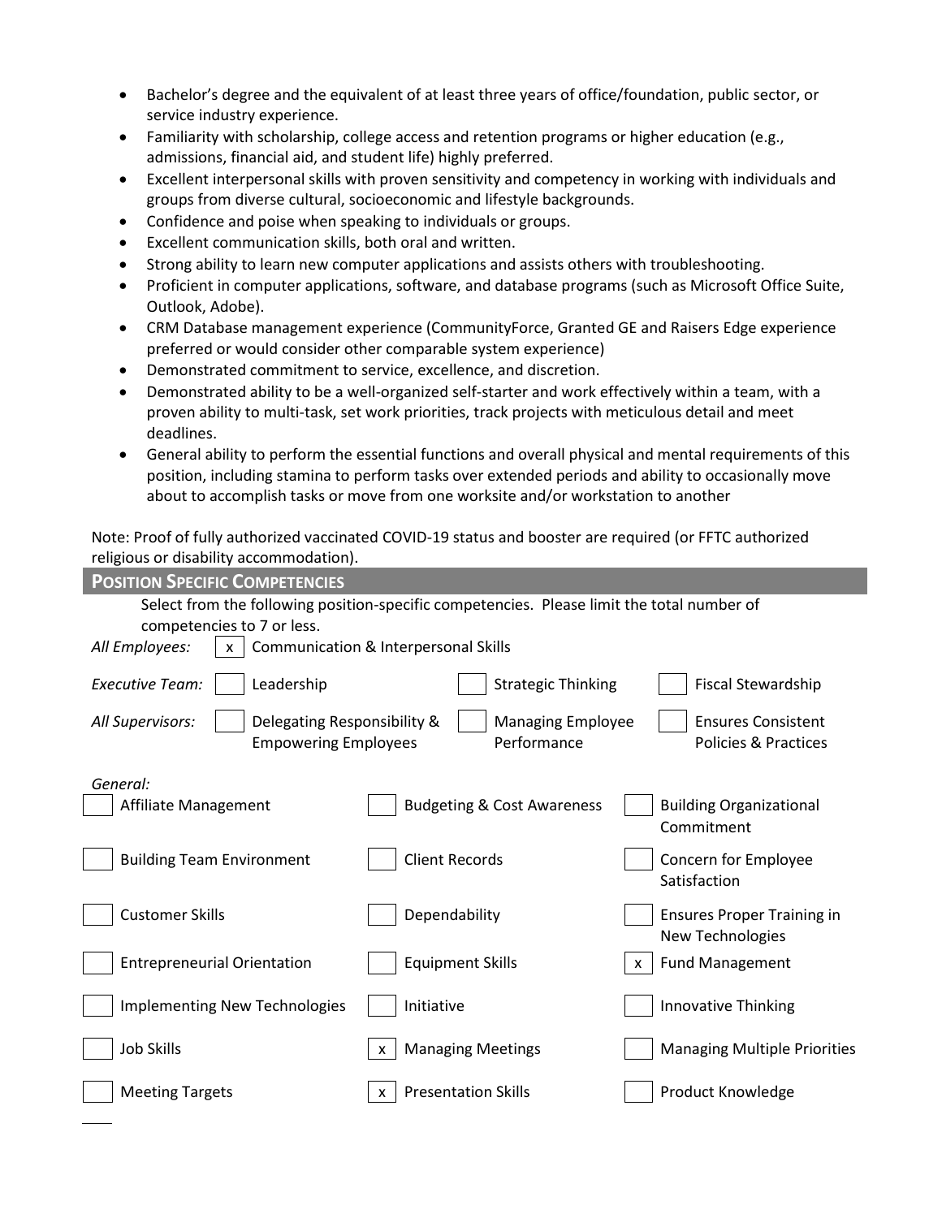- Bachelor's degree and the equivalent of at least three years of office/foundation, public sector, or service industry experience.
- Familiarity with scholarship, college access and retention programs or higher education (e.g., admissions, financial aid, and student life) highly preferred.
- Excellent interpersonal skills with proven sensitivity and competency in working with individuals and groups from diverse cultural, socioeconomic and lifestyle backgrounds.
- Confidence and poise when speaking to individuals or groups.
- Excellent communication skills, both oral and written.
- Strong ability to learn new computer applications and assists others with troubleshooting.
- Proficient in computer applications, software, and database programs (such as Microsoft Office Suite, Outlook, Adobe).
- CRM Database management experience (CommunityForce, Granted GE and Raisers Edge experience preferred or would consider other comparable system experience)
- Demonstrated commitment to service, excellence, and discretion.
- Demonstrated ability to be a well-organized self-starter and work effectively within a team, with a proven ability to multi-task, set work priorities, track projects with meticulous detail and meet deadlines.
- General ability to perform the essential functions and overall physical and mental requirements of this position, including stamina to perform tasks over extended periods and ability to occasionally move about to accomplish tasks or move from one worksite and/or workstation to another

Note: Proof of fully authorized vaccinated COVID-19 status and booster are required (or FFTC authorized religious or disability accommodation).

## Position Specific Competencies

Select from the following position-specific competencies. Please limit the total number of competencies to 7 or less.

*All Employees:* [x] Communication & Interpersonal Skills

| | | | |
|---|---|---|---|
| *Executive Team:* | [ ] Leadership | [ ] Strategic Thinking | [ ] Fiscal Stewardship |
| *All Supervisors:* | [ ] Delegating Responsibility & Empowering Employees | [ ] Managing Employee Performance | [ ] Ensures Consistent Policies & Practices |

*General:*

| | | |
|---|---|---|
| [ ] Affiliate Management | [ ] Budgeting & Cost Awareness | [ ] Building Organizational Commitment |
| [ ] Building Team Environment | [ ] Client Records | [ ] Concern for Employee Satisfaction |
| [ ] Customer Skills | [ ] Dependability | [ ] Ensures Proper Training in New Technologies |
| [ ] Entrepreneurial Orientation | [ ] Equipment Skills | [x] Fund Management |
| [ ] Implementing New Technologies | [ ] Initiative | [ ] Innovative Thinking |
| [ ] Job Skills | [x] Managing Meetings | [ ] Managing Multiple Priorities |
| [ ] Meeting Targets | [x] Presentation Skills | [ ] Product Knowledge |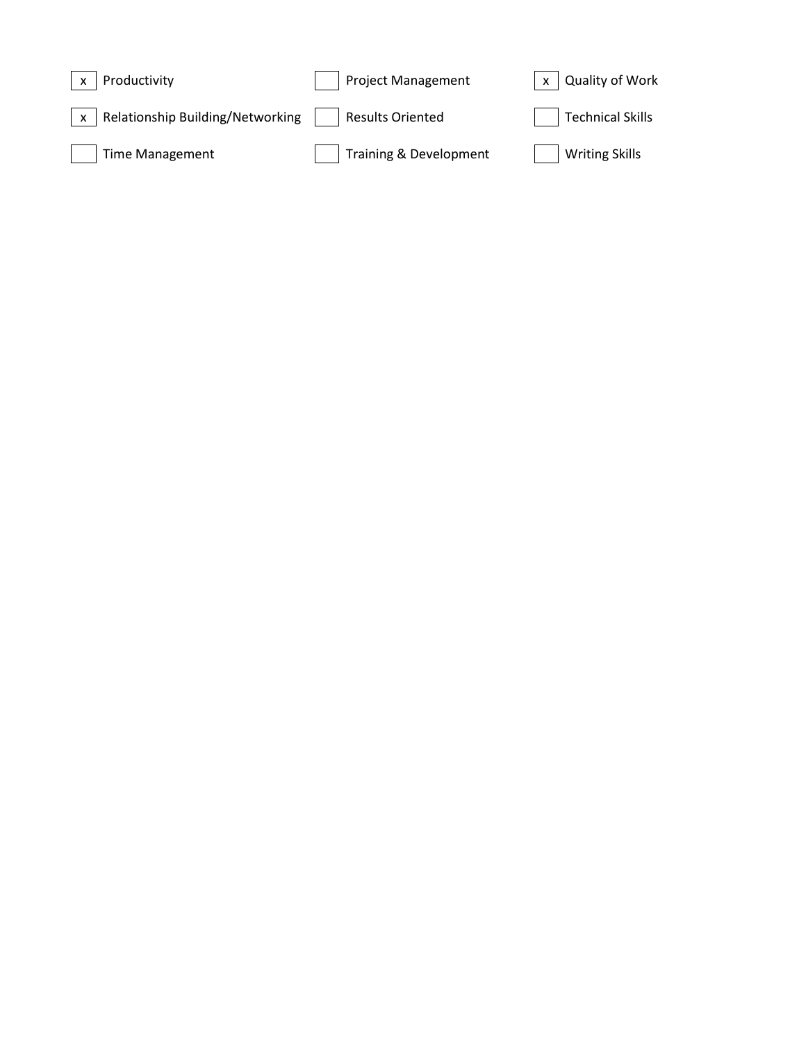- [x] Productivity
- [ ] Project Management
- [x] Quality of Work
- [x] Relationship Building/Networking
- [ ] Results Oriented
- [ ] Technical Skills
- [ ] Time Management
- [ ] Training & Development
- [ ] Writing Skills